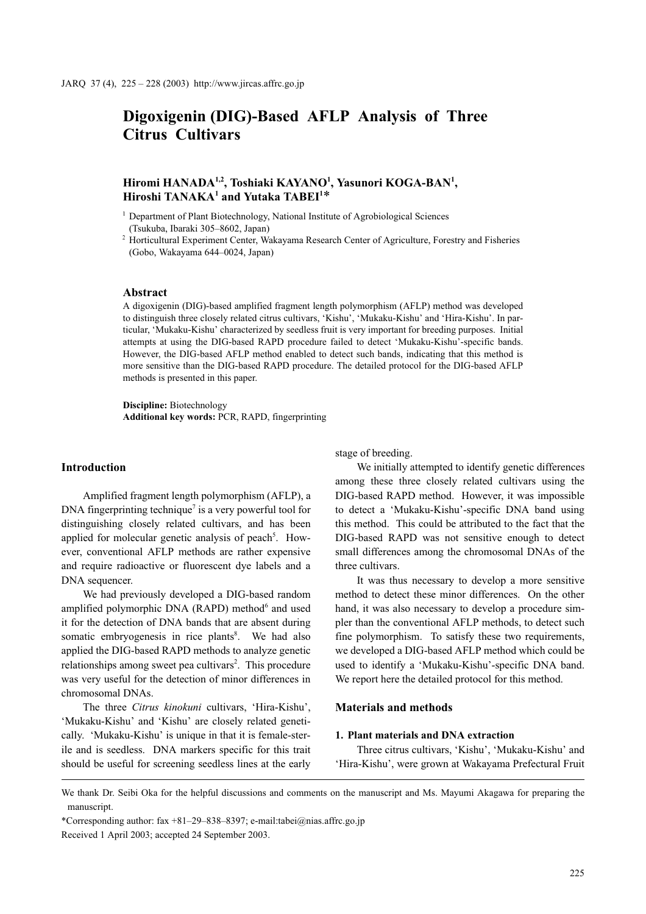# Digoxigenin (DIG)-Based AFLP Analysis of Three Citrus Cultivars

**Hiromi HANADA[1,2], Toshiaki KAYANO[1], Yasunori KOGA-BAN[1], Hiroshi TANAKA[1] and Yutaka TABEI[1]***

[1] Department of Plant Biotechnology, National Institute of Agrobiological Sciences (Tsukuba, Ibaraki 305–8602, Japan)

[2] Horticultural Experiment Center, Wakayama Research Center of Agriculture, Forestry and Fisheries (Gobo, Wakayama 644–0024, Japan)

### Abstract

A digoxigenin (DIG)-based amplified fragment length polymorphism (AFLP) method was developed to distinguish three closely related citrus cultivars, 'Kishu', 'Mukaku-Kishu' and 'Hira-Kishu'. In particular, 'Mukaku-Kishu' characterized by seedless fruit is very important for breeding purposes. Initial attempts at using the DIG-based RAPD procedure failed to detect 'Mukaku-Kishu'-specific bands. However, the DIG-based AFLP method enabled to detect such bands, indicating that this method is more sensitive than the DIG-based RAPD procedure. The detailed protocol for the DIG-based AFLP methods is presented in this paper.

**Discipline:** Biotechnology
**Additional key words:** PCR, RAPD, fingerprinting

## Introduction

Amplified fragment length polymorphism (AFLP), a DNA fingerprinting technique[7] is a very powerful tool for distinguishing closely related cultivars, and has been applied for molecular genetic analysis of peach[5]. However, conventional AFLP methods are rather expensive and require radioactive or fluorescent dye labels and a DNA sequencer.

We had previously developed a DIG-based random amplified polymorphic DNA (RAPD) method[6] and used it for the detection of DNA bands that are absent during somatic embryogenesis in rice plants[8]. We had also applied the DIG-based RAPD methods to analyze genetic relationships among sweet pea cultivars[2]. This procedure was very useful for the detection of minor differences in chromosomal DNAs.

The three *Citrus kinokuni* cultivars, 'Hira-Kishu', 'Mukaku-Kishu' and 'Kishu' are closely related genetically. 'Mukaku-Kishu' is unique in that it is female-sterile and is seedless. DNA markers specific for this trait should be useful for screening seedless lines at the early stage of breeding.

We initially attempted to identify genetic differences among these three closely related cultivars using the DIG-based RAPD method. However, it was impossible to detect a 'Mukaku-Kishu'-specific DNA band using this method. This could be attributed to the fact that the DIG-based RAPD was not sensitive enough to detect small differences among the chromosomal DNAs of the three cultivars.

It was thus necessary to develop a more sensitive method to detect these minor differences. On the other hand, it was also necessary to develop a procedure simpler than the conventional AFLP methods, to detect such fine polymorphism. To satisfy these two requirements, we developed a DIG-based AFLP method which could be used to identify a 'Mukaku-Kishu'-specific DNA band. We report here the detailed protocol for this method.

## Materials and methods

### 1. Plant materials and DNA extraction

Three citrus cultivars, 'Kishu', 'Mukaku-Kishu' and 'Hira-Kishu', were grown at Wakayama Prefectural Fruit

---

We thank Dr. Seibi Oka for the helpful discussions and comments on the manuscript and Ms. Mayumi Akagawa for preparing the manuscript.

*Corresponding author: fax +81–29–838–8397; e-mail:tabei@nias.affrc.go.jp

Received 1 April 2003; accepted 24 September 2003.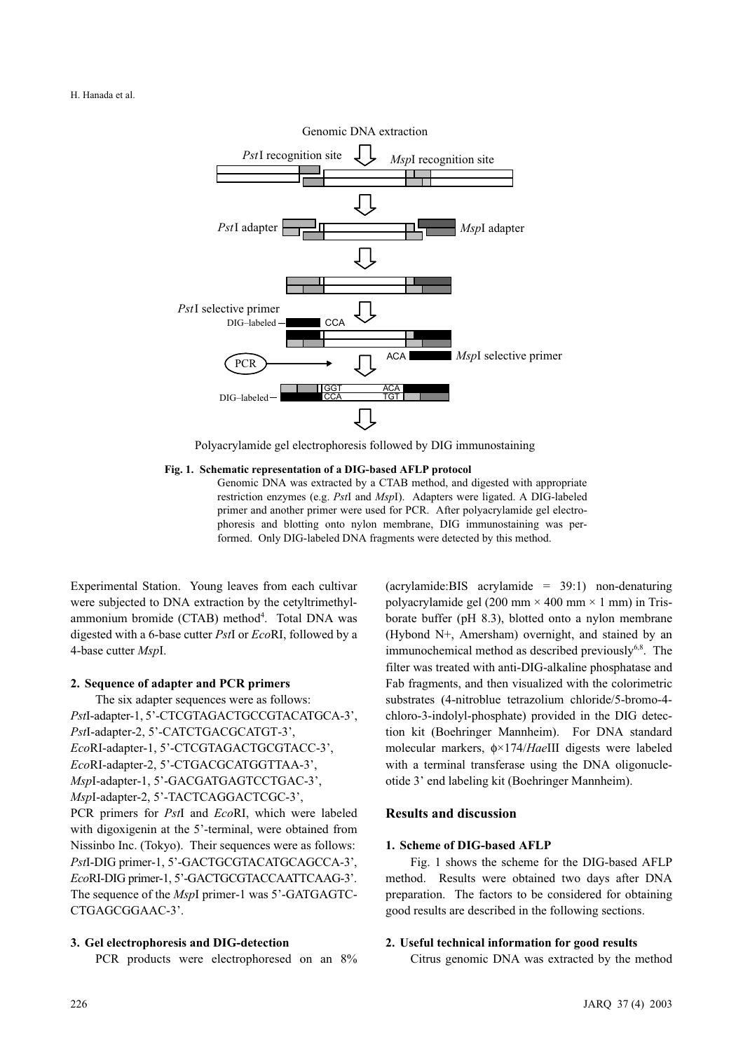Genomic DNA extraction

*Pst*I recognition site

*Msp*I recognition site

*Pst*I adapter

*Msp*I adapter

*Pst*I selective primer

DIG–labeled

CCA

ACA

*Msp*I selective primer

PCR

GGT ACA

CCA TGT

DIG–labeled

Polyacrylamide gel electrophoresis followed by DIG immunostaining

**Fig. 1. Schematic representation of a DIG-based AFLP protocol**

Genomic DNA was extracted by a CTAB method, and digested with appropriate restriction enzymes (e.g. *Pst*I and *Msp*I). Adapters were ligated. A DIG-labeled primer and another primer were used for PCR. After polyacrylamide gel electrophoresis and blotting onto nylon membrane, DIG immunostaining was performed. Only DIG-labeled DNA fragments were detected by this method.

Experimental Station. Young leaves from each cultivar were subjected to DNA extraction by the cetyltrimethylammonium bromide (CTAB) method[4]. Total DNA was digested with a 6-base cutter *Pst*I or *Eco*RI, followed by a 4-base cutter *Msp*I.

### 2. Sequence of adapter and PCR primers

The six adapter sequences were as follows:

*Pst*I-adapter-1, 5'-CTCGTAGACTGCCGTACATGCA-3',
*Pst*I-adapter-2, 5'-CATCTGACGCATGT-3',
*Eco*RI-adapter-1, 5'-CTCGTAGACTGCGTACC-3',
*Eco*RI-adapter-2, 5'-CTGACGCATGGTTAA-3',
*Msp*I-adapter-1, 5'-GACGATGAGTCCTGAC-3',
*Msp*I-adapter-2, 5'-TACTCAGGACTCGC-3',

PCR primers for *Pst*I and *Eco*RI, which were labeled with digoxigenin at the 5'-terminal, were obtained from Nissinbo Inc. (Tokyo). Their sequences were as follows: *Pst*I-DIG primer-1, 5'-GACTGCGTACATGCAGCCA-3', *Eco*RI-DIG primer-1, 5'-GACTGCGTACCAATTCAAG-3'. The sequence of the *Msp*I primer-1 was 5'-GATGAGTCCTGAGCGGAAC-3'.

### 3. Gel electrophoresis and DIG-detection

PCR products were electrophoresed on an 8% (acrylamide:BIS acrylamide = 39:1) non-denaturing polyacrylamide gel (200 mm × 400 mm × 1 mm) in Tris-borate buffer (pH 8.3), blotted onto a nylon membrane (Hybond N+, Amersham) overnight, and stained by an immunochemical method as described previously[6,8]. The filter was treated with anti-DIG-alkaline phosphatase and Fab fragments, and then visualized with the colorimetric substrates (4-nitroblue tetrazolium chloride/5-bromo-4-chloro-3-indolyl-phosphate) provided in the DIG detection kit (Boehringer Mannheim). For DNA standard molecular markers, ϕ×174/*Hae*III digests were labeled with a terminal transferase using the DNA oligonucleotide 3' end labeling kit (Boehringer Mannheim).

## Results and discussion

### 1. Scheme of DIG-based AFLP

Fig. 1 shows the scheme for the DIG-based AFLP method. Results were obtained two days after DNA preparation. The factors to be considered for obtaining good results are described in the following sections.

### 2. Useful technical information for good results

Citrus genomic DNA was extracted by the method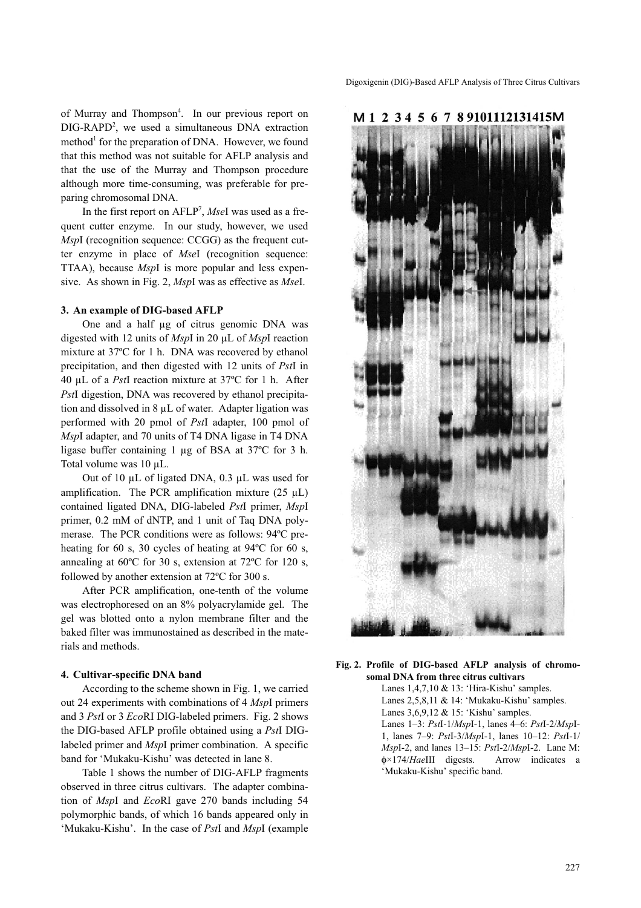of Murray and Thompson[4]. In our previous report on DIG-RAPD[2], we used a simultaneous DNA extraction method[1] for the preparation of DNA. However, we found that this method was not suitable for AFLP analysis and that the use of the Murray and Thompson procedure although more time-consuming, was preferable for preparing chromosomal DNA.

In the first report on AFLP[7], *Mse*I was used as a frequent cutter enzyme. In our study, however, we used *Msp*I (recognition sequence: CCGG) as the frequent cutter enzyme in place of *Mse*I (recognition sequence: TTAA), because *Msp*I is more popular and less expensive. As shown in Fig. 2, *Msp*I was as effective as *Mse*I.

### 3. An example of DIG-based AFLP

One and a half µg of citrus genomic DNA was digested with 12 units of *Msp*I in 20 µL of *Msp*I reaction mixture at 37ºC for 1 h. DNA was recovered by ethanol precipitation, and then digested with 12 units of *Pst*I in 40 µL of a *Pst*I reaction mixture at 37ºC for 1 h. After *Pst*I digestion, DNA was recovered by ethanol precipitation and dissolved in 8 µL of water. Adapter ligation was performed with 20 pmol of *Pst*I adapter, 100 pmol of *Msp*I adapter, and 70 units of T4 DNA ligase in T4 DNA ligase buffer containing 1 µg of BSA at 37ºC for 3 h. Total volume was 10 µL.

Out of 10 µL of ligated DNA, 0.3 µL was used for amplification. The PCR amplification mixture (25 µL) contained ligated DNA, DIG-labeled *Pst*I primer, *Msp*I primer, 0.2 mM of dNTP, and 1 unit of Taq DNA polymerase. The PCR conditions were as follows: 94ºC preheating for 60 s, 30 cycles of heating at 94ºC for 60 s, annealing at 60ºC for 30 s, extension at 72ºC for 120 s, followed by another extension at 72ºC for 300 s.

After PCR amplification, one-tenth of the volume was electrophoresed on an 8% polyacrylamide gel. The gel was blotted onto a nylon membrane filter and the baked filter was immunostained as described in the materials and methods.

### 4. Cultivar-specific DNA band

According to the scheme shown in Fig. 1, we carried out 24 experiments with combinations of 4 *Msp*I primers and 3 *Pst*I or 3 *Eco*RI DIG-labeled primers. Fig. 2 shows the DIG-based AFLP profile obtained using a *Pst*I DIG-labeled primer and *Msp*I primer combination. A specific band for 'Mukaku-Kishu' was detected in lane 8.

Table 1 shows the number of DIG-AFLP fragments observed in three citrus cultivars. The adapter combination of *Msp*I and *Eco*RI gave 270 bands including 54 polymorphic bands, of which 16 bands appeared only in 'Mukaku-Kishu'. In the case of *Pst*I and *Msp*I (example

**Fig. 2. Profile of DIG-based AFLP analysis of chromosomal DNA from three citrus cultivars**

Lanes 1,4,7,10 & 13: 'Hira-Kishu' samples.
Lanes 2,5,8,11 & 14: 'Mukaku-Kishu' samples.
Lanes 3,6,9,12 & 15: 'Kishu' samples.
Lanes 1–3: *Pst*I-1/*Msp*I-1, lanes 4–6: *Pst*I-2/*Msp*I-1, lanes 7–9: *Pst*I-3/*Msp*I-1, lanes 10–12: *Pst*I-1/*Msp*I-2, and lanes 13–15: *Pst*I-2/*Msp*I-2. Lane M: ϕ×174/*Hae*III digests. Arrow indicates a 'Mukaku-Kishu' specific band.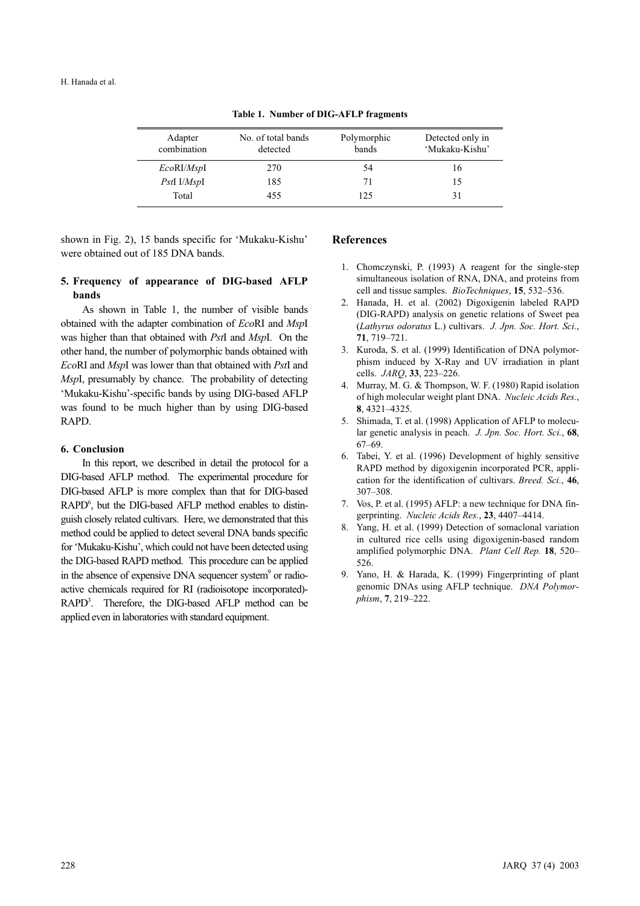**Table 1. Number of DIG-AFLP fragments**

| Adapter combination | No. of total bands detected | Polymorphic bands | Detected only in 'Mukaku-Kishu' |
|---|---|---|---|
| *Eco*RI/*Msp*I | 270 | 54 | 16 |
| *Pst*I I/*Msp*I | 185 | 71 | 15 |
| Total | 455 | 125 | 31 |

shown in Fig. 2), 15 bands specific for 'Mukaku-Kishu' were obtained out of 185 DNA bands.

### 5. Frequency of appearance of DIG-based AFLP bands

As shown in Table 1, the number of visible bands obtained with the adapter combination of *Eco*RI and *Msp*I was higher than that obtained with *Pst*I and *Msp*I. On the other hand, the number of polymorphic bands obtained with *Eco*RI and *Msp*I was lower than that obtained with *Pst*I and *Msp*I, presumably by chance. The probability of detecting 'Mukaku-Kishu'-specific bands by using DIG-based AFLP was found to be much higher than by using DIG-based RAPD.

### 6. Conclusion

In this report, we described in detail the protocol for a DIG-based AFLP method. The experimental procedure for DIG-based AFLP is more complex than that for DIG-based RAPD[6], but the DIG-based AFLP method enables to distinguish closely related cultivars. Here, we demonstrated that this method could be applied to detect several DNA bands specific for 'Mukaku-Kishu', which could not have been detected using the DIG-based RAPD method. This procedure can be applied in the absence of expensive DNA sequencer system[9] or radioactive chemicals required for RI (radioisotope incorporated)-RAPD[3]. Therefore, the DIG-based AFLP method can be applied even in laboratories with standard equipment.

## References

1. Chomczynski, P. (1993) A reagent for the single-step simultaneous isolation of RNA, DNA, and proteins from cell and tissue samples. *BioTechniques*, **15**, 532–536.
2. Hanada, H. et al. (2002) Digoxigenin labeled RAPD (DIG-RAPD) analysis on genetic relations of Sweet pea (*Lathyrus odoratus* L.) cultivars. *J. Jpn. Soc. Hort. Sci.*, **71**, 719–721.
3. Kuroda, S. et al. (1999) Identification of DNA polymorphism induced by X-Ray and UV irradiation in plant cells. *JARQ*, **33**, 223–226.
4. Murray, M. G. & Thompson, W. F. (1980) Rapid isolation of high molecular weight plant DNA. *Nucleic Acids Res.*, **8**, 4321–4325.
5. Shimada, T. et al. (1998) Application of AFLP to molecular genetic analysis in peach. *J. Jpn. Soc. Hort. Sci.*, **68**, 67–69.
6. Tabei, Y. et al. (1996) Development of highly sensitive RAPD method by digoxigenin incorporated PCR, application for the identification of cultivars. *Breed. Sci.*, **46**, 307–308.
7. Vos, P. et al. (1995) AFLP: a new technique for DNA fingerprinting. *Nucleic Acids Res.*, **23**, 4407–4414.
8. Yang, H. et al. (1999) Detection of somaclonal variation in cultured rice cells using digoxigenin-based random amplified polymorphic DNA. *Plant Cell Rep.* **18**, 520–526.
9. Yano, H. & Harada, K. (1999) Fingerprinting of plant genomic DNAs using AFLP technique. *DNA Polymorphism*, **7**, 219–222.